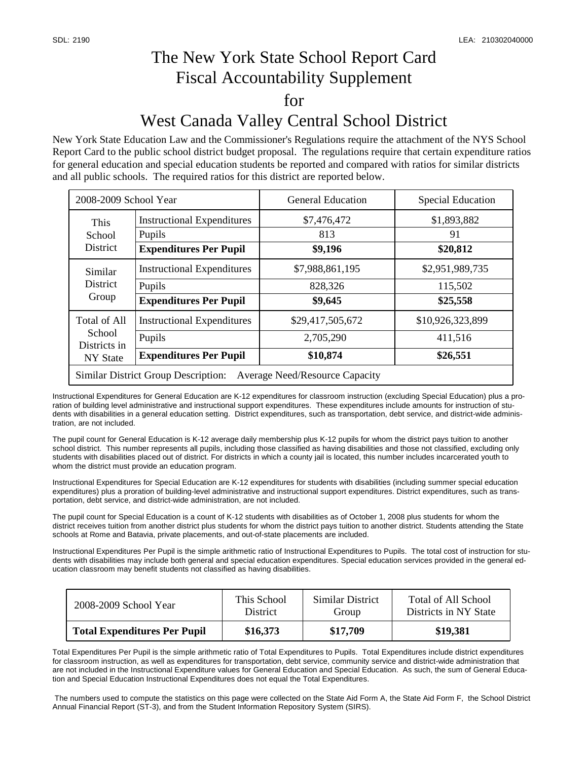# The New York State School Report Card
# Fiscal Accountability Supplement
# for
# West Canada Valley Central School District

New York State Education Law and the Commissioner's Regulations require the attachment of the NYS School Report Card to the public school district budget proposal. The regulations require that certain expenditure ratios for general education and special education students be reported and compared with ratios for similar districts and all public schools. The required ratios for this district are reported below.

| 2008-2009 School Year | | General Education | Special Education |
|---|---|---|---|
| This School District | Instructional Expenditures | $7,476,472 | $1,893,882 |
| | Pupils | 813 | 91 |
| | **Expenditures Per Pupil** | **$9,196** | **$20,812** |
| Similar District Group | Instructional Expenditures | $7,988,861,195 | $2,951,989,735 |
| | Pupils | 828,326 | 115,502 |
| | **Expenditures Per Pupil** | **$9,645** | **$25,558** |
| Total of All School Districts in NY State | Instructional Expenditures | $29,417,505,672 | $10,926,323,899 |
| | Pupils | 2,705,290 | 411,516 |
| | **Expenditures Per Pupil** | **$10,874** | **$26,551** |
| Similar District Group Description: Average Need/Resource Capacity | | | |

Instructional Expenditures for General Education are K-12 expenditures for classroom instruction (excluding Special Education) plus a proration of building level administrative and instructional support expenditures. These expenditures include amounts for instruction of students with disabilities in a general education setting. District expenditures, such as transportation, debt service, and district-wide administration, are not included.

The pupil count for General Education is K-12 average daily membership plus K-12 pupils for whom the district pays tuition to another school district. This number represents all pupils, including those classified as having disabilities and those not classified, excluding only students with disabilities placed out of district. For districts in which a county jail is located, this number includes incarcerated youth to whom the district must provide an education program.

Instructional Expenditures for Special Education are K-12 expenditures for students with disabilities (including summer special education expenditures) plus a proration of building-level administrative and instructional support expenditures. District expenditures, such as transportation, debt service, and district-wide administration, are not included.

The pupil count for Special Education is a count of K-12 students with disabilities as of October 1, 2008 plus students for whom the district receives tuition from another district plus students for whom the district pays tuition to another district. Students attending the State schools at Rome and Batavia, private placements, and out-of-state placements are included.

Instructional Expenditures Per Pupil is the simple arithmetic ratio of Instructional Expenditures to Pupils. The total cost of instruction for students with disabilities may include both general and special education expenditures. Special education services provided in the general education classroom may benefit students not classified as having disabilities.

| 2008-2009 School Year | This School District | Similar District Group | Total of All School Districts in NY State |
|---|---|---|---|
| **Total Expenditures Per Pupil** | **$16,373** | **$17,709** | **$19,381** |

Total Expenditures Per Pupil is the simple arithmetic ratio of Total Expenditures to Pupils. Total Expenditures include district expenditures for classroom instruction, as well as expenditures for transportation, debt service, community service and district-wide administration that are not included in the Instructional Expenditure values for General Education and Special Education. As such, the sum of General Education and Special Education Instructional Expenditures does not equal the Total Expenditures.

The numbers used to compute the statistics on this page were collected on the State Aid Form A, the State Aid Form F, the School District Annual Financial Report (ST-3), and from the Student Information Repository System (SIRS).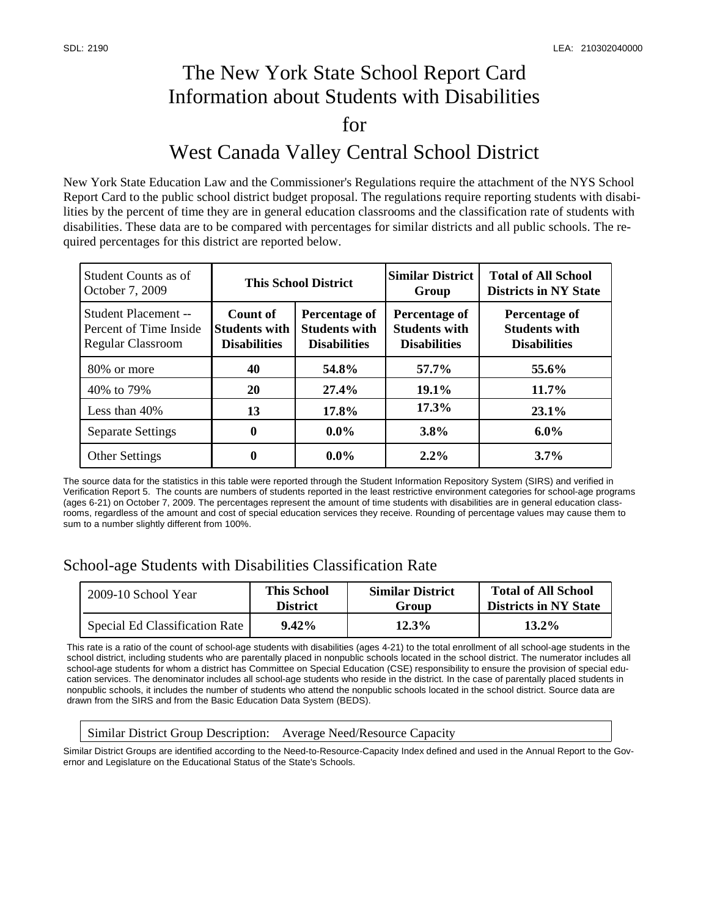# The New York State School Report Card Information about Students with Disabilities for West Canada Valley Central School District

New York State Education Law and the Commissioner's Regulations require the attachment of the NYS School Report Card to the public school district budget proposal. The regulations require reporting students with disabilities by the percent of time they are in general education classrooms and the classification rate of students with disabilities. These data are to be compared with percentages for similar districts and all public schools. The required percentages for this district are reported below.

| Student Counts as of October 7, 2009 | This School District | | Similar District Group | Total of All School Districts in NY State |
|---|---|---|---|---|
| Student Placement -- Percent of Time Inside Regular Classroom | Count of Students with Disabilities | Percentage of Students with Disabilities | Percentage of Students with Disabilities | Percentage of Students with Disabilities |
| 80% or more | **40** | **54.8%** | **57.7%** | **55.6%** |
| 40% to 79% | **20** | **27.4%** | **19.1%** | **11.7%** |
| Less than 40% | **13** | **17.8%** | **17.3%** | **23.1%** |
| Separate Settings | **0** | **0.0%** | **3.8%** | **6.0%** |
| Other Settings | **0** | **0.0%** | **2.2%** | **3.7%** |

The source data for the statistics in this table were reported through the Student Information Repository System (SIRS) and verified in Verification Report 5. The counts are numbers of students reported in the least restrictive environment categories for school-age programs (ages 6-21) on October 7, 2009. The percentages represent the amount of time students with disabilities are in general education classrooms, regardless of the amount and cost of special education services they receive. Rounding of percentage values may cause them to sum to a number slightly different from 100%.

## School-age Students with Disabilities Classification Rate

| 2009-10 School Year | This School District | Similar District Group | Total of All School Districts in NY State |
|---|---|---|---|
| Special Ed Classification Rate | **9.42%** | **12.3%** | **13.2%** |

This rate is a ratio of the count of school-age students with disabilities (ages 4-21) to the total enrollment of all school-age students in the school district, including students who are parentally placed in nonpublic schools located in the school district. The numerator includes all school-age students for whom a district has Committee on Special Education (CSE) responsibility to ensure the provision of special education services. The denominator includes all school-age students who reside in the district. In the case of parentally placed students in nonpublic schools, it includes the number of students who attend the nonpublic schools located in the school district. Source data are drawn from the SIRS and from the Basic Education Data System (BEDS).

Similar District Group Description: Average Need/Resource Capacity

Similar District Groups are identified according to the Need-to-Resource-Capacity Index defined and used in the Annual Report to the Governor and Legislature on the Educational Status of the State's Schools.